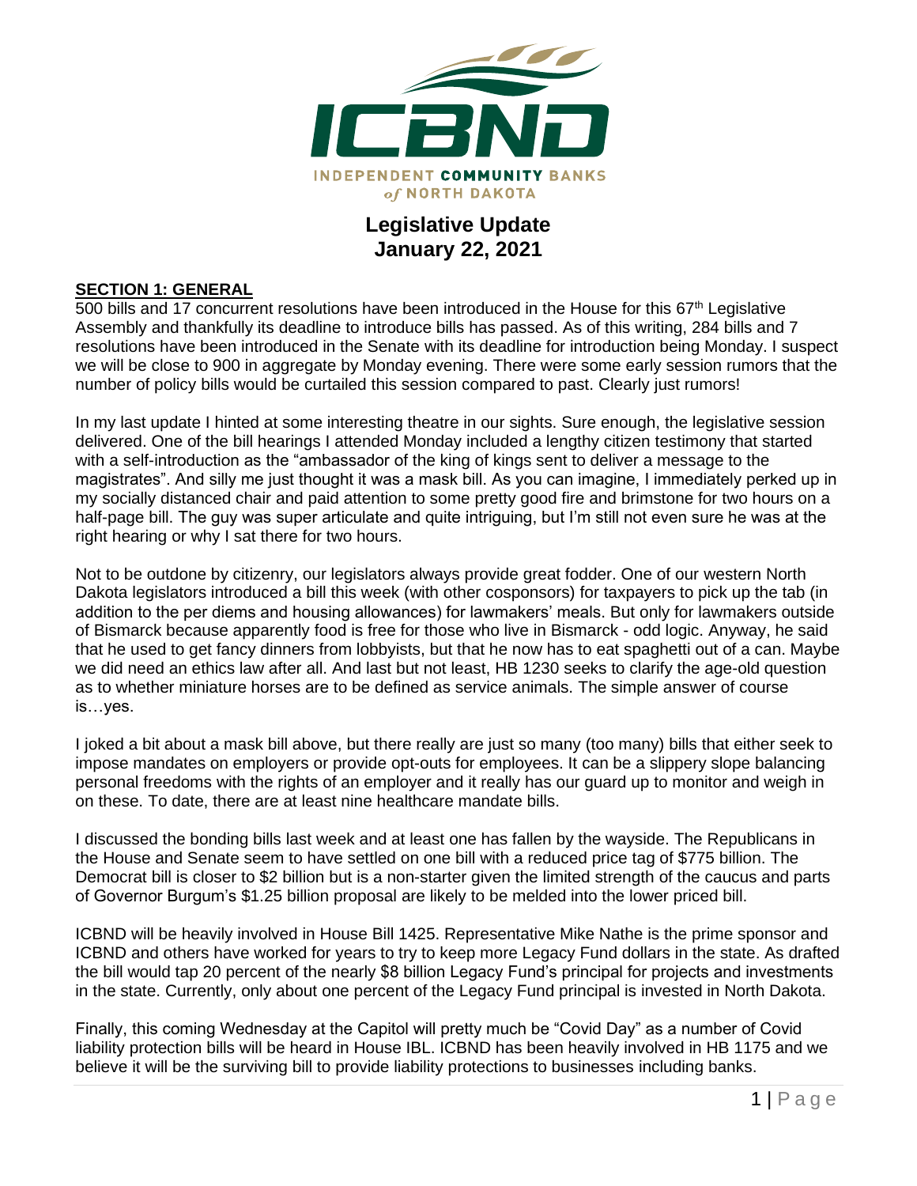ICBND

INDEPENDENT COMMUNITY BANKS
*of* NORTH DAKOTA

# Legislative Update
# January 22, 2021

## SECTION 1: GENERAL

500 bills and 17 concurrent resolutions have been introduced in the House for this 67th Legislative Assembly and thankfully its deadline to introduce bills has passed. As of this writing, 284 bills and 7 resolutions have been introduced in the Senate with its deadline for introduction being Monday. I suspect we will be close to 900 in aggregate by Monday evening. There were some early session rumors that the number of policy bills would be curtailed this session compared to past. Clearly just rumors!

In my last update I hinted at some interesting theatre in our sights. Sure enough, the legislative session delivered. One of the bill hearings I attended Monday included a lengthy citizen testimony that started with a self-introduction as the "ambassador of the king of kings sent to deliver a message to the magistrates". And silly me just thought it was a mask bill. As you can imagine, I immediately perked up in my socially distanced chair and paid attention to some pretty good fire and brimstone for two hours on a half-page bill. The guy was super articulate and quite intriguing, but I'm still not even sure he was at the right hearing or why I sat there for two hours.

Not to be outdone by citizenry, our legislators always provide great fodder. One of our western North Dakota legislators introduced a bill this week (with other cosponsors) for taxpayers to pick up the tab (in addition to the per diems and housing allowances) for lawmakers' meals. But only for lawmakers outside of Bismarck because apparently food is free for those who live in Bismarck - odd logic. Anyway, he said that he used to get fancy dinners from lobbyists, but that he now has to eat spaghetti out of a can. Maybe we did need an ethics law after all. And last but not least, HB 1230 seeks to clarify the age-old question as to whether miniature horses are to be defined as service animals. The simple answer of course is…yes.

I joked a bit about a mask bill above, but there really are just so many (too many) bills that either seek to impose mandates on employers or provide opt-outs for employees. It can be a slippery slope balancing personal freedoms with the rights of an employer and it really has our guard up to monitor and weigh in on these. To date, there are at least nine healthcare mandate bills.

I discussed the bonding bills last week and at least one has fallen by the wayside. The Republicans in the House and Senate seem to have settled on one bill with a reduced price tag of $775 billion. The Democrat bill is closer to $2 billion but is a non-starter given the limited strength of the caucus and parts of Governor Burgum's $1.25 billion proposal are likely to be melded into the lower priced bill.

ICBND will be heavily involved in House Bill 1425. Representative Mike Nathe is the prime sponsor and ICBND and others have worked for years to try to keep more Legacy Fund dollars in the state. As drafted the bill would tap 20 percent of the nearly $8 billion Legacy Fund's principal for projects and investments in the state. Currently, only about one percent of the Legacy Fund principal is invested in North Dakota.

Finally, this coming Wednesday at the Capitol will pretty much be "Covid Day" as a number of Covid liability protection bills will be heard in House IBL. ICBND has been heavily involved in HB 1175 and we believe it will be the surviving bill to provide liability protections to businesses including banks.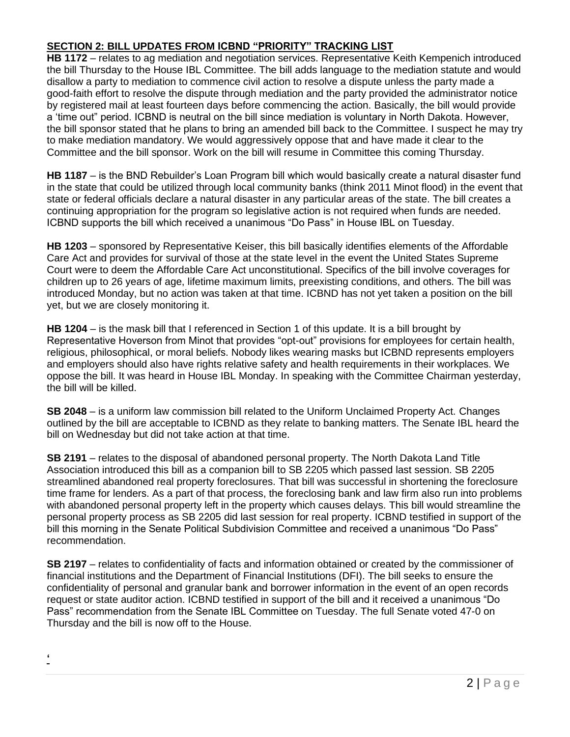## SECTION 2: BILL UPDATES FROM ICBND "PRIORITY" TRACKING LIST

**HB 1172** – relates to ag mediation and negotiation services. Representative Keith Kempenich introduced the bill Thursday to the House IBL Committee. The bill adds language to the mediation statute and would disallow a party to mediation to commence civil action to resolve a dispute unless the party made a good-faith effort to resolve the dispute through mediation and the party provided the administrator notice by registered mail at least fourteen days before commencing the action. Basically, the bill would provide a 'time out" period. ICBND is neutral on the bill since mediation is voluntary in North Dakota. However, the bill sponsor stated that he plans to bring an amended bill back to the Committee. I suspect he may try to make mediation mandatory. We would aggressively oppose that and have made it clear to the Committee and the bill sponsor. Work on the bill will resume in Committee this coming Thursday.

**HB 1187** – is the BND Rebuilder's Loan Program bill which would basically create a natural disaster fund in the state that could be utilized through local community banks (think 2011 Minot flood) in the event that state or federal officials declare a natural disaster in any particular areas of the state. The bill creates a continuing appropriation for the program so legislative action is not required when funds are needed. ICBND supports the bill which received a unanimous "Do Pass" in House IBL on Tuesday.

**HB 1203** – sponsored by Representative Keiser, this bill basically identifies elements of the Affordable Care Act and provides for survival of those at the state level in the event the United States Supreme Court were to deem the Affordable Care Act unconstitutional. Specifics of the bill involve coverages for children up to 26 years of age, lifetime maximum limits, preexisting conditions, and others. The bill was introduced Monday, but no action was taken at that time. ICBND has not yet taken a position on the bill yet, but we are closely monitoring it.

**HB 1204** – is the mask bill that I referenced in Section 1 of this update. It is a bill brought by Representative Hoverson from Minot that provides "opt-out" provisions for employees for certain health, religious, philosophical, or moral beliefs. Nobody likes wearing masks but ICBND represents employers and employers should also have rights relative safety and health requirements in their workplaces. We oppose the bill. It was heard in House IBL Monday. In speaking with the Committee Chairman yesterday, the bill will be killed.

**SB 2048** – is a uniform law commission bill related to the Uniform Unclaimed Property Act. Changes outlined by the bill are acceptable to ICBND as they relate to banking matters. The Senate IBL heard the bill on Wednesday but did not take action at that time.

**SB 2191** – relates to the disposal of abandoned personal property. The North Dakota Land Title Association introduced this bill as a companion bill to SB 2205 which passed last session. SB 2205 streamlined abandoned real property foreclosures. That bill was successful in shortening the foreclosure time frame for lenders. As a part of that process, the foreclosing bank and law firm also run into problems with abandoned personal property left in the property which causes delays. This bill would streamline the personal property process as SB 2205 did last session for real property. ICBND testified in support of the bill this morning in the Senate Political Subdivision Committee and received a unanimous "Do Pass" recommendation.

**SB 2197** – relates to confidentiality of facts and information obtained or created by the commissioner of financial institutions and the Department of Financial Institutions (DFI). The bill seeks to ensure the confidentiality of personal and granular bank and borrower information in the event of an open records request or state auditor action. ICBND testified in support of the bill and it received a unanimous "Do Pass" recommendation from the Senate IBL Committee on Tuesday. The full Senate voted 47-0 on Thursday and the bill is now off to the House.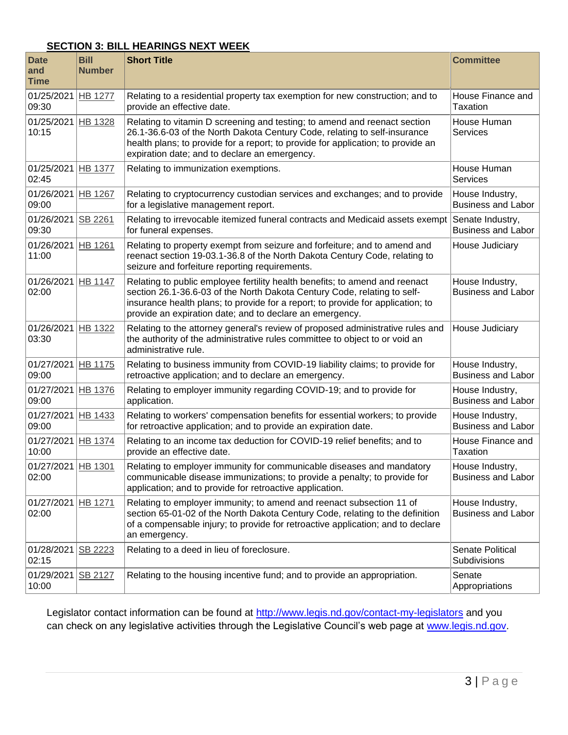## SECTION 3: BILL HEARINGS NEXT WEEK

| Date and Time | Bill Number | Short Title | Committee |
|---|---|---|---|
| 01/25/2021 09:30 | HB 1277 | Relating to a residential property tax exemption for new construction; and to provide an effective date. | House Finance and Taxation |
| 01/25/2021 10:15 | HB 1328 | Relating to vitamin D screening and testing; to amend and reenact section 26.1-36.6-03 of the North Dakota Century Code, relating to self-insurance health plans; to provide for a report; to provide for application; to provide an expiration date; and to declare an emergency. | House Human Services |
| 01/25/2021 02:45 | HB 1377 | Relating to immunization exemptions. | House Human Services |
| 01/26/2021 09:00 | HB 1267 | Relating to cryptocurrency custodian services and exchanges; and to provide for a legislative management report. | House Industry, Business and Labor |
| 01/26/2021 09:30 | SB 2261 | Relating to irrevocable itemized funeral contracts and Medicaid assets exempt for funeral expenses. | Senate Industry, Business and Labor |
| 01/26/2021 11:00 | HB 1261 | Relating to property exempt from seizure and forfeiture; and to amend and reenact section 19-03.1-36.8 of the North Dakota Century Code, relating to seizure and forfeiture reporting requirements. | House Judiciary |
| 01/26/2021 02:00 | HB 1147 | Relating to public employee fertility health benefits; to amend and reenact section 26.1-36.6-03 of the North Dakota Century Code, relating to self-insurance health plans; to provide for a report; to provide for application; to provide an expiration date; and to declare an emergency. | House Industry, Business and Labor |
| 01/26/2021 03:30 | HB 1322 | Relating to the attorney general's review of proposed administrative rules and the authority of the administrative rules committee to object to or void an administrative rule. | House Judiciary |
| 01/27/2021 09:00 | HB 1175 | Relating to business immunity from COVID-19 liability claims; to provide for retroactive application; and to declare an emergency. | House Industry, Business and Labor |
| 01/27/2021 09:00 | HB 1376 | Relating to employer immunity regarding COVID-19; and to provide for application. | House Industry, Business and Labor |
| 01/27/2021 09:00 | HB 1433 | Relating to workers' compensation benefits for essential workers; to provide for retroactive application; and to provide an expiration date. | House Industry, Business and Labor |
| 01/27/2021 10:00 | HB 1374 | Relating to an income tax deduction for COVID-19 relief benefits; and to provide an effective date. | House Finance and Taxation |
| 01/27/2021 02:00 | HB 1301 | Relating to employer immunity for communicable diseases and mandatory communicable disease immunizations; to provide a penalty; to provide for application; and to provide for retroactive application. | House Industry, Business and Labor |
| 01/27/2021 02:00 | HB 1271 | Relating to employer immunity; to amend and reenact subsection 11 of section 65-01-02 of the North Dakota Century Code, relating to the definition of a compensable injury; to provide for retroactive application; and to declare an emergency. | House Industry, Business and Labor |
| 01/28/2021 02:15 | SB 2223 | Relating to a deed in lieu of foreclosure. | Senate Political Subdivisions |
| 01/29/2021 10:00 | SB 2127 | Relating to the housing incentive fund; and to provide an appropriation. | Senate Appropriations |

Legislator contact information can be found at http://www.legis.nd.gov/contact-my-legislators and you can check on any legislative activities through the Legislative Council's web page at www.legis.nd.gov.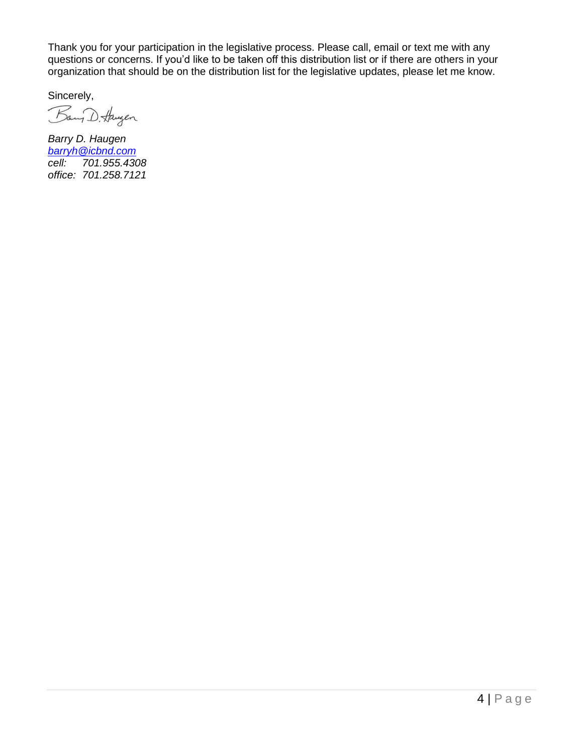Thank you for your participation in the legislative process. Please call, email or text me with any questions or concerns. If you'd like to be taken off this distribution list or if there are others in your organization that should be on the distribution list for the legislative updates, please let me know.

Sincerely,

*Barry D. Haugen*
*barryh@icbnd.com*
*cell: 701.955.4308*
*office: 701.258.7121*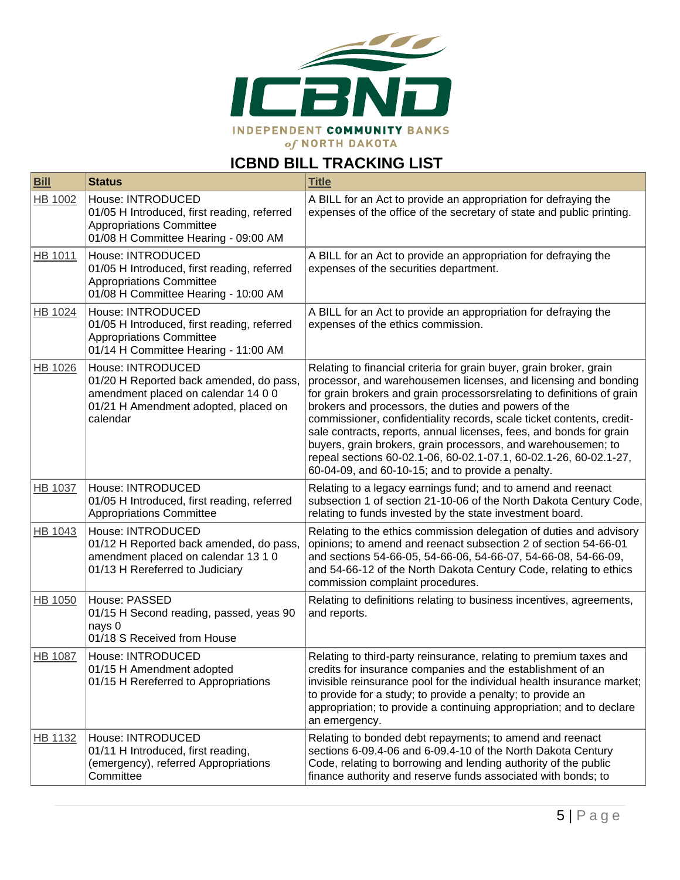INDEPENDENT COMMUNITY BANKS of NORTH DAKOTA

# ICBND BILL TRACKING LIST

| Bill | Status | Title |
|---|---|---|
| HB 1002 | House: INTRODUCED<br>01/05 H Introduced, first reading, referred Appropriations Committee<br>01/08 H Committee Hearing - 09:00 AM | A BILL for an Act to provide an appropriation for defraying the expenses of the office of the secretary of state and public printing. |
| HB 1011 | House: INTRODUCED<br>01/05 H Introduced, first reading, referred Appropriations Committee<br>01/08 H Committee Hearing - 10:00 AM | A BILL for an Act to provide an appropriation for defraying the expenses of the securities department. |
| HB 1024 | House: INTRODUCED<br>01/05 H Introduced, first reading, referred Appropriations Committee<br>01/14 H Committee Hearing - 11:00 AM | A BILL for an Act to provide an appropriation for defraying the expenses of the ethics commission. |
| HB 1026 | House: INTRODUCED<br>01/20 H Reported back amended, do pass, amendment placed on calendar 14 0 0<br>01/21 H Amendment adopted, placed on calendar | Relating to financial criteria for grain buyer, grain broker, grain processor, and warehousemen licenses, and licensing and bonding for grain brokers and grain processorsrelating to definitions of grain brokers and processors, the duties and powers of the commissioner, confidentiality records, scale ticket contents, credit-sale contracts, reports, annual licenses, fees, and bonds for grain buyers, grain brokers, grain processors, and warehousemen; to repeal sections 60-02.1-06, 60-02.1-07.1, 60-02.1-26, 60-02.1-27, 60-04-09, and 60-10-15; and to provide a penalty. |
| HB 1037 | House: INTRODUCED<br>01/05 H Introduced, first reading, referred Appropriations Committee | Relating to a legacy earnings fund; and to amend and reenact subsection 1 of section 21-10-06 of the North Dakota Century Code, relating to funds invested by the state investment board. |
| HB 1043 | House: INTRODUCED<br>01/12 H Reported back amended, do pass, amendment placed on calendar 13 1 0<br>01/13 H Rereferred to Judiciary | Relating to the ethics commission delegation of duties and advisory opinions; to amend and reenact subsection 2 of section 54-66-01 and sections 54-66-05, 54-66-06, 54-66-07, 54-66-08, 54-66-09, and 54-66-12 of the North Dakota Century Code, relating to ethics commission complaint procedures. |
| HB 1050 | House: PASSED<br>01/15 H Second reading, passed, yeas 90 nays 0<br>01/18 S Received from House | Relating to definitions relating to business incentives, agreements, and reports. |
| HB 1087 | House: INTRODUCED<br>01/15 H Amendment adopted<br>01/15 H Rereferred to Appropriations | Relating to third-party reinsurance, relating to premium taxes and credits for insurance companies and the establishment of an invisible reinsurance pool for the individual health insurance market; to provide for a study; to provide a penalty; to provide an appropriation; to provide a continuing appropriation; and to declare an emergency. |
| HB 1132 | House: INTRODUCED<br>01/11 H Introduced, first reading, (emergency), referred Appropriations Committee | Relating to bonded debt repayments; to amend and reenact sections 6-09.4-06 and 6-09.4-10 of the North Dakota Century Code, relating to borrowing and lending authority of the public finance authority and reserve funds associated with bonds; to |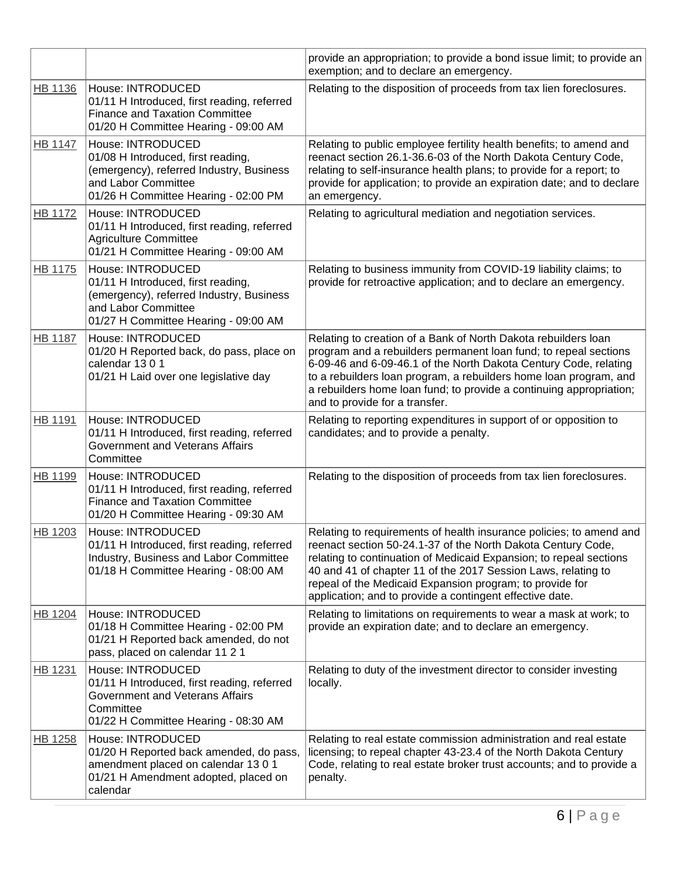| | | |
|---|---|---|
| | | provide an appropriation; to provide a bond issue limit; to provide an exemption; and to declare an emergency. |
| HB 1136 | House: INTRODUCED<br>01/11 H Introduced, first reading, referred Finance and Taxation Committee<br>01/20 H Committee Hearing - 09:00 AM | Relating to the disposition of proceeds from tax lien foreclosures. |
| HB 1147 | House: INTRODUCED<br>01/08 H Introduced, first reading, (emergency), referred Industry, Business and Labor Committee<br>01/26 H Committee Hearing - 02:00 PM | Relating to public employee fertility health benefits; to amend and reenact section 26.1-36.6-03 of the North Dakota Century Code, relating to self-insurance health plans; to provide for a report; to provide for application; to provide an expiration date; and to declare an emergency. |
| HB 1172 | House: INTRODUCED<br>01/11 H Introduced, first reading, referred Agriculture Committee<br>01/21 H Committee Hearing - 09:00 AM | Relating to agricultural mediation and negotiation services. |
| HB 1175 | House: INTRODUCED<br>01/11 H Introduced, first reading, (emergency), referred Industry, Business and Labor Committee<br>01/27 H Committee Hearing - 09:00 AM | Relating to business immunity from COVID-19 liability claims; to provide for retroactive application; and to declare an emergency. |
| HB 1187 | House: INTRODUCED<br>01/20 H Reported back, do pass, place on calendar 13 0 1<br>01/21 H Laid over one legislative day | Relating to creation of a Bank of North Dakota rebuilders loan program and a rebuilders permanent loan fund; to repeal sections 6-09-46 and 6-09-46.1 of the North Dakota Century Code, relating to a rebuilders loan program, a rebuilders home loan program, and a rebuilders home loan fund; to provide a continuing appropriation; and to provide for a transfer. |
| HB 1191 | House: INTRODUCED<br>01/11 H Introduced, first reading, referred Government and Veterans Affairs Committee | Relating to reporting expenditures in support of or opposition to candidates; and to provide a penalty. |
| HB 1199 | House: INTRODUCED<br>01/11 H Introduced, first reading, referred Finance and Taxation Committee<br>01/20 H Committee Hearing - 09:30 AM | Relating to the disposition of proceeds from tax lien foreclosures. |
| HB 1203 | House: INTRODUCED<br>01/11 H Introduced, first reading, referred Industry, Business and Labor Committee<br>01/18 H Committee Hearing - 08:00 AM | Relating to requirements of health insurance policies; to amend and reenact section 50-24.1-37 of the North Dakota Century Code, relating to continuation of Medicaid Expansion; to repeal sections 40 and 41 of chapter 11 of the 2017 Session Laws, relating to repeal of the Medicaid Expansion program; to provide for application; and to provide a contingent effective date. |
| HB 1204 | House: INTRODUCED<br>01/18 H Committee Hearing - 02:00 PM<br>01/21 H Reported back amended, do not pass, placed on calendar 11 2 1 | Relating to limitations on requirements to wear a mask at work; to provide an expiration date; and to declare an emergency. |
| HB 1231 | House: INTRODUCED<br>01/11 H Introduced, first reading, referred Government and Veterans Affairs Committee<br>01/22 H Committee Hearing - 08:30 AM | Relating to duty of the investment director to consider investing locally. |
| HB 1258 | House: INTRODUCED<br>01/20 H Reported back amended, do pass, amendment placed on calendar 13 0 1<br>01/21 H Amendment adopted, placed on calendar | Relating to real estate commission administration and real estate licensing; to repeal chapter 43-23.4 of the North Dakota Century Code, relating to real estate broker trust accounts; and to provide a penalty. |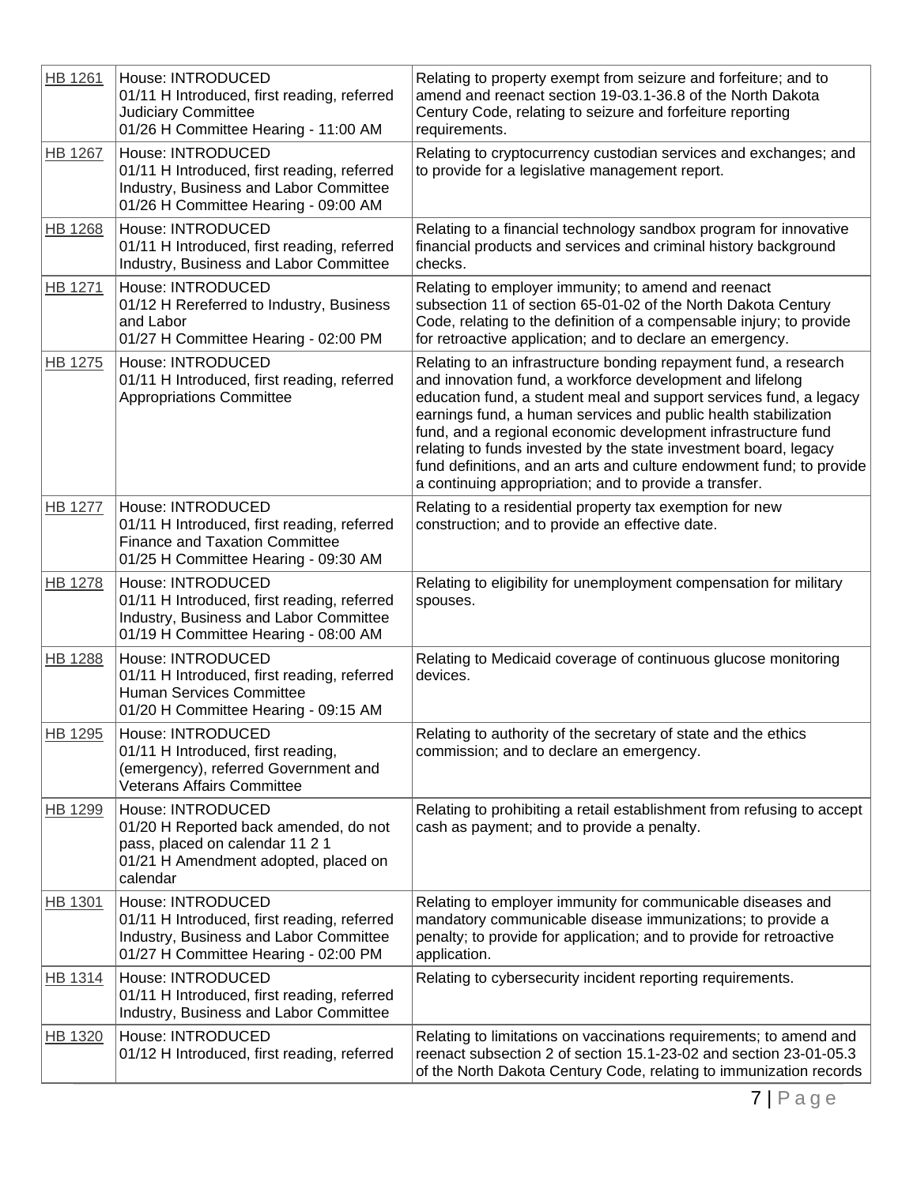| HB 1261 | House: INTRODUCED<br>01/11 H Introduced, first reading, referred Judiciary Committee<br>01/26 H Committee Hearing - 11:00 AM | Relating to property exempt from seizure and forfeiture; and to amend and reenact section 19-03.1-36.8 of the North Dakota Century Code, relating to seizure and forfeiture reporting requirements. |
|---|---|---|
| HB 1267 | House: INTRODUCED<br>01/11 H Introduced, first reading, referred Industry, Business and Labor Committee<br>01/26 H Committee Hearing - 09:00 AM | Relating to cryptocurrency custodian services and exchanges; and to provide for a legislative management report. |
| HB 1268 | House: INTRODUCED<br>01/11 H Introduced, first reading, referred Industry, Business and Labor Committee | Relating to a financial technology sandbox program for innovative financial products and services and criminal history background checks. |
| HB 1271 | House: INTRODUCED<br>01/12 H Rereferred to Industry, Business and Labor<br>01/27 H Committee Hearing - 02:00 PM | Relating to employer immunity; to amend and reenact subsection 11 of section 65-01-02 of the North Dakota Century Code, relating to the definition of a compensable injury; to provide for retroactive application; and to declare an emergency. |
| HB 1275 | House: INTRODUCED<br>01/11 H Introduced, first reading, referred Appropriations Committee | Relating to an infrastructure bonding repayment fund, a research and innovation fund, a workforce development and lifelong education fund, a student meal and support services fund, a legacy earnings fund, a human services and public health stabilization fund, and a regional economic development infrastructure fund relating to funds invested by the state investment board, legacy fund definitions, and an arts and culture endowment fund; to provide a continuing appropriation; and to provide a transfer. |
| HB 1277 | House: INTRODUCED<br>01/11 H Introduced, first reading, referred Finance and Taxation Committee<br>01/25 H Committee Hearing - 09:30 AM | Relating to a residential property tax exemption for new construction; and to provide an effective date. |
| HB 1278 | House: INTRODUCED<br>01/11 H Introduced, first reading, referred Industry, Business and Labor Committee<br>01/19 H Committee Hearing - 08:00 AM | Relating to eligibility for unemployment compensation for military spouses. |
| HB 1288 | House: INTRODUCED<br>01/11 H Introduced, first reading, referred Human Services Committee<br>01/20 H Committee Hearing - 09:15 AM | Relating to Medicaid coverage of continuous glucose monitoring devices. |
| HB 1295 | House: INTRODUCED<br>01/11 H Introduced, first reading, (emergency), referred Government and Veterans Affairs Committee | Relating to authority of the secretary of state and the ethics commission; and to declare an emergency. |
| HB 1299 | House: INTRODUCED<br>01/20 H Reported back amended, do not pass, placed on calendar 11 2 1<br>01/21 H Amendment adopted, placed on calendar | Relating to prohibiting a retail establishment from refusing to accept cash as payment; and to provide a penalty. |
| HB 1301 | House: INTRODUCED<br>01/11 H Introduced, first reading, referred Industry, Business and Labor Committee<br>01/27 H Committee Hearing - 02:00 PM | Relating to employer immunity for communicable diseases and mandatory communicable disease immunizations; to provide a penalty; to provide for application; and to provide for retroactive application. |
| HB 1314 | House: INTRODUCED<br>01/11 H Introduced, first reading, referred Industry, Business and Labor Committee | Relating to cybersecurity incident reporting requirements. |
| HB 1320 | House: INTRODUCED<br>01/12 H Introduced, first reading, referred | Relating to limitations on vaccinations requirements; to amend and reenact subsection 2 of section 15.1-23-02 and section 23-01-05.3 of the North Dakota Century Code, relating to immunization records |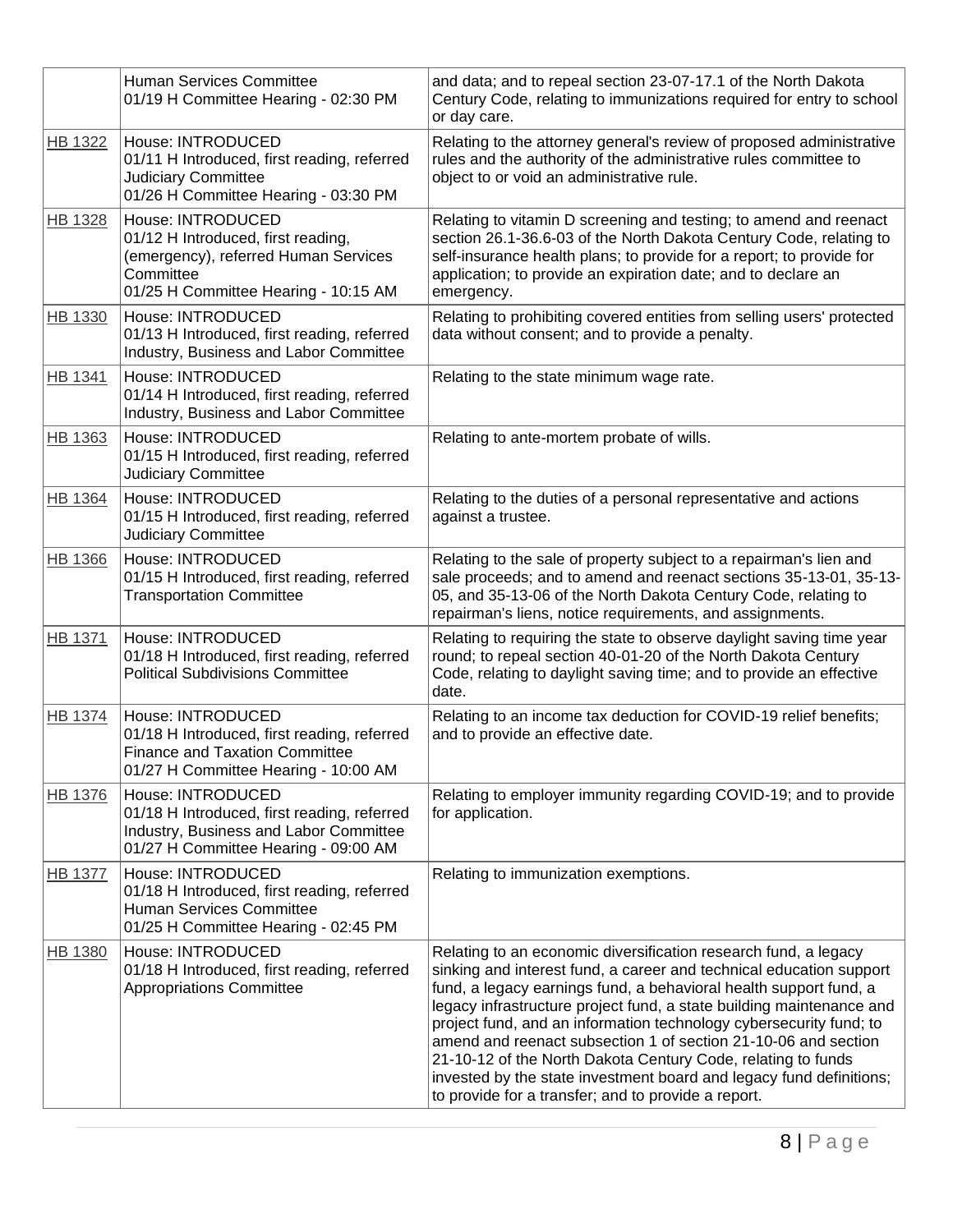| | | |
|---|---|---|
| | Human Services Committee<br>01/19 H Committee Hearing - 02:30 PM | and data; and to repeal section 23-07-17.1 of the North Dakota Century Code, relating to immunizations required for entry to school or day care. |
| HB 1322 | House: INTRODUCED<br>01/11 H Introduced, first reading, referred Judiciary Committee<br>01/26 H Committee Hearing - 03:30 PM | Relating to the attorney general's review of proposed administrative rules and the authority of the administrative rules committee to object to or void an administrative rule. |
| HB 1328 | House: INTRODUCED<br>01/12 H Introduced, first reading, (emergency), referred Human Services Committee<br>01/25 H Committee Hearing - 10:15 AM | Relating to vitamin D screening and testing; to amend and reenact section 26.1-36.6-03 of the North Dakota Century Code, relating to self-insurance health plans; to provide for a report; to provide for application; to provide an expiration date; and to declare an emergency. |
| HB 1330 | House: INTRODUCED<br>01/13 H Introduced, first reading, referred Industry, Business and Labor Committee | Relating to prohibiting covered entities from selling users' protected data without consent; and to provide a penalty. |
| HB 1341 | House: INTRODUCED<br>01/14 H Introduced, first reading, referred Industry, Business and Labor Committee | Relating to the state minimum wage rate. |
| HB 1363 | House: INTRODUCED<br>01/15 H Introduced, first reading, referred Judiciary Committee | Relating to ante-mortem probate of wills. |
| HB 1364 | House: INTRODUCED<br>01/15 H Introduced, first reading, referred Judiciary Committee | Relating to the duties of a personal representative and actions against a trustee. |
| HB 1366 | House: INTRODUCED<br>01/15 H Introduced, first reading, referred Transportation Committee | Relating to the sale of property subject to a repairman's lien and sale proceeds; and to amend and reenact sections 35-13-01, 35-13-05, and 35-13-06 of the North Dakota Century Code, relating to repairman's liens, notice requirements, and assignments. |
| HB 1371 | House: INTRODUCED<br>01/18 H Introduced, first reading, referred Political Subdivisions Committee | Relating to requiring the state to observe daylight saving time year round; to repeal section 40-01-20 of the North Dakota Century Code, relating to daylight saving time; and to provide an effective date. |
| HB 1374 | House: INTRODUCED<br>01/18 H Introduced, first reading, referred Finance and Taxation Committee<br>01/27 H Committee Hearing - 10:00 AM | Relating to an income tax deduction for COVID-19 relief benefits; and to provide an effective date. |
| HB 1376 | House: INTRODUCED<br>01/18 H Introduced, first reading, referred Industry, Business and Labor Committee<br>01/27 H Committee Hearing - 09:00 AM | Relating to employer immunity regarding COVID-19; and to provide for application. |
| HB 1377 | House: INTRODUCED<br>01/18 H Introduced, first reading, referred Human Services Committee<br>01/25 H Committee Hearing - 02:45 PM | Relating to immunization exemptions. |
| HB 1380 | House: INTRODUCED<br>01/18 H Introduced, first reading, referred Appropriations Committee | Relating to an economic diversification research fund, a legacy sinking and interest fund, a career and technical education support fund, a legacy earnings fund, a behavioral health support fund, a legacy infrastructure project fund, a state building maintenance and project fund, and an information technology cybersecurity fund; to amend and reenact subsection 1 of section 21-10-06 and section 21-10-12 of the North Dakota Century Code, relating to funds invested by the state investment board and legacy fund definitions; to provide for a transfer; and to provide a report. |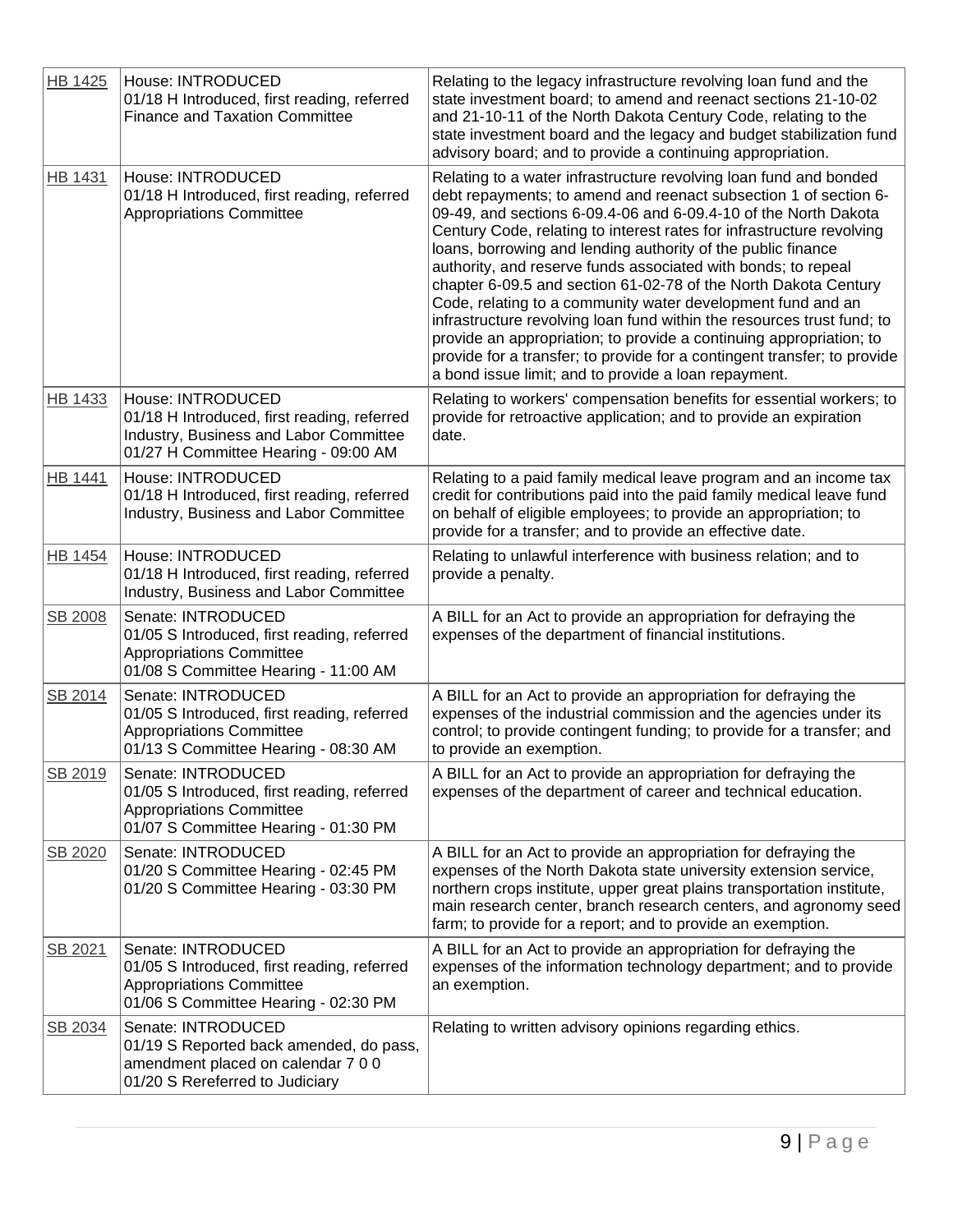| | | |
|---|---|---|
| HB 1425 | House: INTRODUCED<br>01/18 H Introduced, first reading, referred Finance and Taxation Committee | Relating to the legacy infrastructure revolving loan fund and the state investment board; to amend and reenact sections 21-10-02 and 21-10-11 of the North Dakota Century Code, relating to the state investment board and the legacy and budget stabilization fund advisory board; and to provide a continuing appropriation. |
| HB 1431 | House: INTRODUCED<br>01/18 H Introduced, first reading, referred Appropriations Committee | Relating to a water infrastructure revolving loan fund and bonded debt repayments; to amend and reenact subsection 1 of section 6-09-49, and sections 6-09.4-06 and 6-09.4-10 of the North Dakota Century Code, relating to interest rates for infrastructure revolving loans, borrowing and lending authority of the public finance authority, and reserve funds associated with bonds; to repeal chapter 6-09.5 and section 61-02-78 of the North Dakota Century Code, relating to a community water development fund and an infrastructure revolving loan fund within the resources trust fund; to provide an appropriation; to provide a continuing appropriation; to provide for a transfer; to provide for a contingent transfer; to provide a bond issue limit; and to provide a loan repayment. |
| HB 1433 | House: INTRODUCED<br>01/18 H Introduced, first reading, referred Industry, Business and Labor Committee<br>01/27 H Committee Hearing - 09:00 AM | Relating to workers' compensation benefits for essential workers; to provide for retroactive application; and to provide an expiration date. |
| HB 1441 | House: INTRODUCED<br>01/18 H Introduced, first reading, referred Industry, Business and Labor Committee | Relating to a paid family medical leave program and an income tax credit for contributions paid into the paid family medical leave fund on behalf of eligible employees; to provide an appropriation; to provide for a transfer; and to provide an effective date. |
| HB 1454 | House: INTRODUCED<br>01/18 H Introduced, first reading, referred Industry, Business and Labor Committee | Relating to unlawful interference with business relation; and to provide a penalty. |
| SB 2008 | Senate: INTRODUCED<br>01/05 S Introduced, first reading, referred Appropriations Committee<br>01/08 S Committee Hearing - 11:00 AM | A BILL for an Act to provide an appropriation for defraying the expenses of the department of financial institutions. |
| SB 2014 | Senate: INTRODUCED<br>01/05 S Introduced, first reading, referred Appropriations Committee<br>01/13 S Committee Hearing - 08:30 AM | A BILL for an Act to provide an appropriation for defraying the expenses of the industrial commission and the agencies under its control; to provide contingent funding; to provide for a transfer; and to provide an exemption. |
| SB 2019 | Senate: INTRODUCED<br>01/05 S Introduced, first reading, referred Appropriations Committee<br>01/07 S Committee Hearing - 01:30 PM | A BILL for an Act to provide an appropriation for defraying the expenses of the department of career and technical education. |
| SB 2020 | Senate: INTRODUCED<br>01/20 S Committee Hearing - 02:45 PM<br>01/20 S Committee Hearing - 03:30 PM | A BILL for an Act to provide an appropriation for defraying the expenses of the North Dakota state university extension service, northern crops institute, upper great plains transportation institute, main research center, branch research centers, and agronomy seed farm; to provide for a report; and to provide an exemption. |
| SB 2021 | Senate: INTRODUCED<br>01/05 S Introduced, first reading, referred Appropriations Committee<br>01/06 S Committee Hearing - 02:30 PM | A BILL for an Act to provide an appropriation for defraying the expenses of the information technology department; and to provide an exemption. |
| SB 2034 | Senate: INTRODUCED<br>01/19 S Reported back amended, do pass, amendment placed on calendar 7 0 0<br>01/20 S Rereferred to Judiciary | Relating to written advisory opinions regarding ethics. |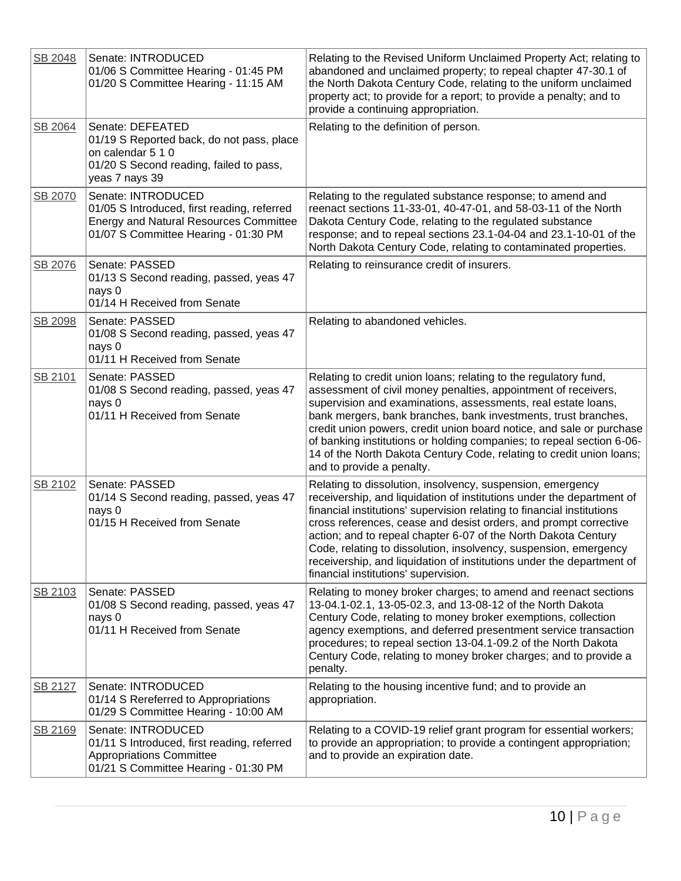| SB 2048 | Senate: INTRODUCED<br>01/06 S Committee Hearing - 01:45 PM<br>01/20 S Committee Hearing - 11:15 AM | Relating to the Revised Uniform Unclaimed Property Act; relating to abandoned and unclaimed property; to repeal chapter 47-30.1 of the North Dakota Century Code, relating to the uniform unclaimed property act; to provide for a report; to provide a penalty; and to provide a continuing appropriation. |
|---|---|---|
| SB 2064 | Senate: DEFEATED<br>01/19 S Reported back, do not pass, place on calendar 5 1 0<br>01/20 S Second reading, failed to pass, yeas 7 nays 39 | Relating to the definition of person. |
| SB 2070 | Senate: INTRODUCED<br>01/05 S Introduced, first reading, referred Energy and Natural Resources Committee<br>01/07 S Committee Hearing - 01:30 PM | Relating to the regulated substance response; to amend and reenact sections 11-33-01, 40-47-01, and 58-03-11 of the North Dakota Century Code, relating to the regulated substance response; and to repeal sections 23.1-04-04 and 23.1-10-01 of the North Dakota Century Code, relating to contaminated properties. |
| SB 2076 | Senate: PASSED<br>01/13 S Second reading, passed, yeas 47 nays 0<br>01/14 H Received from Senate | Relating to reinsurance credit of insurers. |
| SB 2098 | Senate: PASSED<br>01/08 S Second reading, passed, yeas 47 nays 0<br>01/11 H Received from Senate | Relating to abandoned vehicles. |
| SB 2101 | Senate: PASSED<br>01/08 S Second reading, passed, yeas 47 nays 0<br>01/11 H Received from Senate | Relating to credit union loans; relating to the regulatory fund, assessment of civil money penalties, appointment of receivers, supervision and examinations, assessments, real estate loans, bank mergers, bank branches, bank investments, trust branches, credit union powers, credit union board notice, and sale or purchase of banking institutions or holding companies; to repeal section 6-06-14 of the North Dakota Century Code, relating to credit union loans; and to provide a penalty. |
| SB 2102 | Senate: PASSED<br>01/14 S Second reading, passed, yeas 47 nays 0<br>01/15 H Received from Senate | Relating to dissolution, insolvency, suspension, emergency receivership, and liquidation of institutions under the department of financial institutions' supervision relating to financial institutions cross references, cease and desist orders, and prompt corrective action; and to repeal chapter 6-07 of the North Dakota Century Code, relating to dissolution, insolvency, suspension, emergency receivership, and liquidation of institutions under the department of financial institutions' supervision. |
| SB 2103 | Senate: PASSED<br>01/08 S Second reading, passed, yeas 47 nays 0<br>01/11 H Received from Senate | Relating to money broker charges; to amend and reenact sections 13-04.1-02.1, 13-05-02.3, and 13-08-12 of the North Dakota Century Code, relating to money broker exemptions, collection agency exemptions, and deferred presentment service transaction procedures; to repeal section 13-04.1-09.2 of the North Dakota Century Code, relating to money broker charges; and to provide a penalty. |
| SB 2127 | Senate: INTRODUCED<br>01/14 S Rereferred to Appropriations<br>01/29 S Committee Hearing - 10:00 AM | Relating to the housing incentive fund; and to provide an appropriation. |
| SB 2169 | Senate: INTRODUCED<br>01/11 S Introduced, first reading, referred Appropriations Committee<br>01/21 S Committee Hearing - 01:30 PM | Relating to a COVID-19 relief grant program for essential workers; to provide an appropriation; to provide a contingent appropriation; and to provide an expiration date. |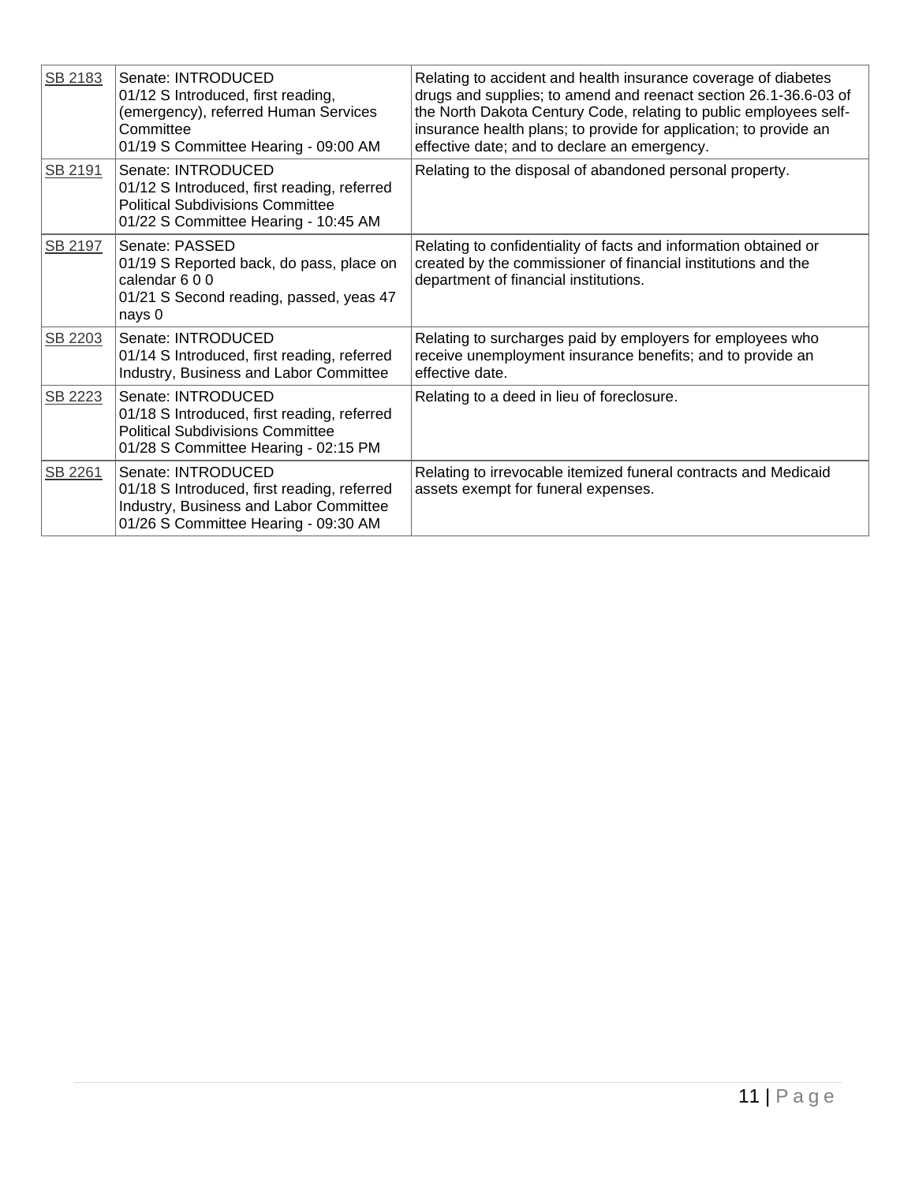| | | |
|---|---|---|
| SB 2183 | Senate: INTRODUCED<br>01/12 S Introduced, first reading, (emergency), referred Human Services Committee<br>01/19 S Committee Hearing - 09:00 AM | Relating to accident and health insurance coverage of diabetes drugs and supplies; to amend and reenact section 26.1-36.6-03 of the North Dakota Century Code, relating to public employees self-insurance health plans; to provide for application; to provide an effective date; and to declare an emergency. |
| SB 2191 | Senate: INTRODUCED<br>01/12 S Introduced, first reading, referred Political Subdivisions Committee<br>01/22 S Committee Hearing - 10:45 AM | Relating to the disposal of abandoned personal property. |
| SB 2197 | Senate: PASSED<br>01/19 S Reported back, do pass, place on calendar 6 0 0<br>01/21 S Second reading, passed, yeas 47 nays 0 | Relating to confidentiality of facts and information obtained or created by the commissioner of financial institutions and the department of financial institutions. |
| SB 2203 | Senate: INTRODUCED<br>01/14 S Introduced, first reading, referred Industry, Business and Labor Committee | Relating to surcharges paid by employers for employees who receive unemployment insurance benefits; and to provide an effective date. |
| SB 2223 | Senate: INTRODUCED<br>01/18 S Introduced, first reading, referred Political Subdivisions Committee<br>01/28 S Committee Hearing - 02:15 PM | Relating to a deed in lieu of foreclosure. |
| SB 2261 | Senate: INTRODUCED<br>01/18 S Introduced, first reading, referred Industry, Business and Labor Committee<br>01/26 S Committee Hearing - 09:30 AM | Relating to irrevocable itemized funeral contracts and Medicaid assets exempt for funeral expenses. |